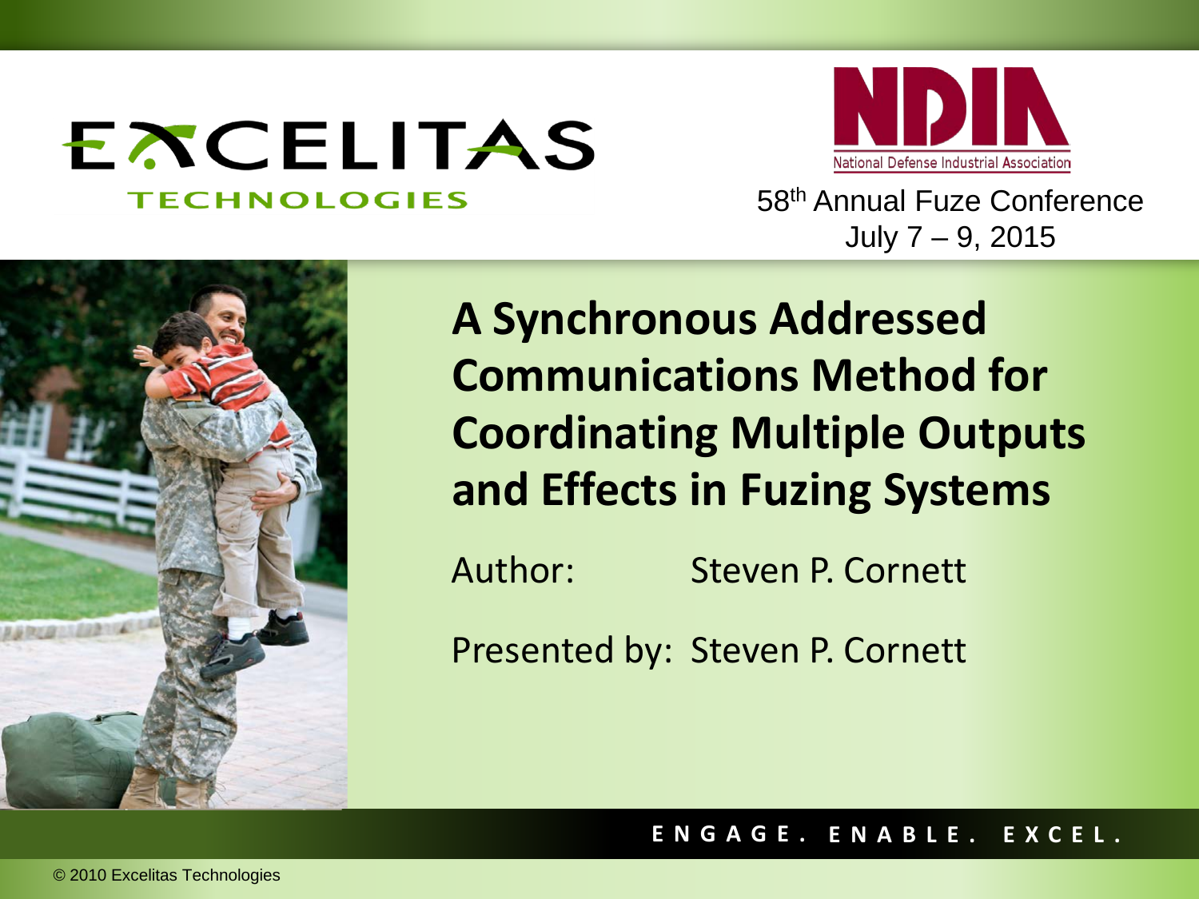EXCELITAS TECHNOLOGIES

NDIA National Defense Industrial Association

58th Annual Fuze Conference
July 7 – 9, 2015

# A Synchronous Addressed Communications Method for Coordinating Multiple Outputs and Effects in Fuzing Systems

Author: Steven P. Cornett

Presented by: Steven P. Cornett

ENGAGE. ENABLE. EXCEL.

© 2010 Excelitas Technologies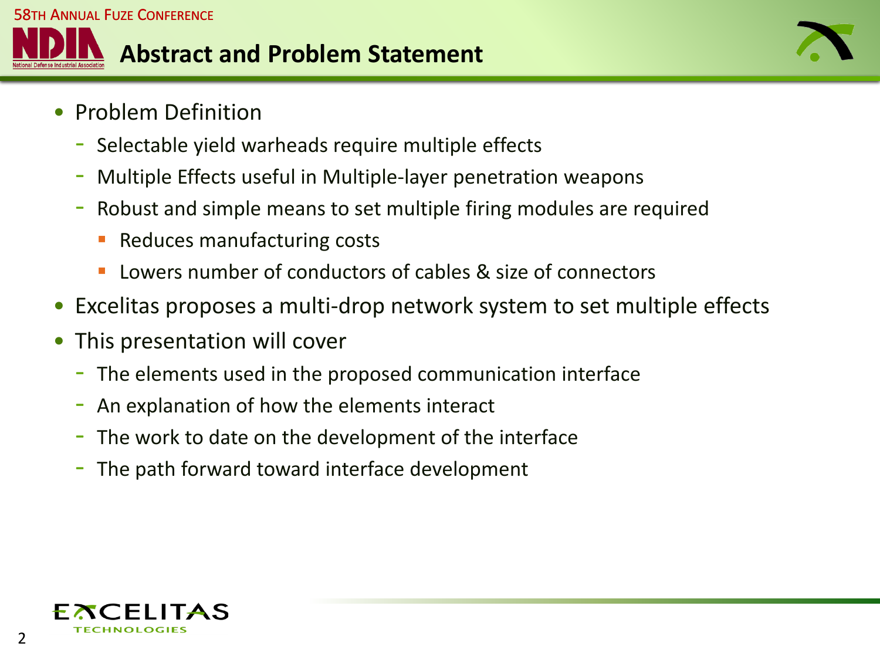# Abstract and Problem Statement

- Problem Definition
  - Selectable yield warheads require multiple effects
  - Multiple Effects useful in Multiple-layer penetration weapons
  - Robust and simple means to set multiple firing modules are required
    - Reduces manufacturing costs
    - Lowers number of conductors of cables & size of connectors
- Excelitas proposes a multi-drop network system to set multiple effects
- This presentation will cover
  - The elements used in the proposed communication interface
  - An explanation of how the elements interact
  - The work to date on the development of the interface
  - The path forward toward interface development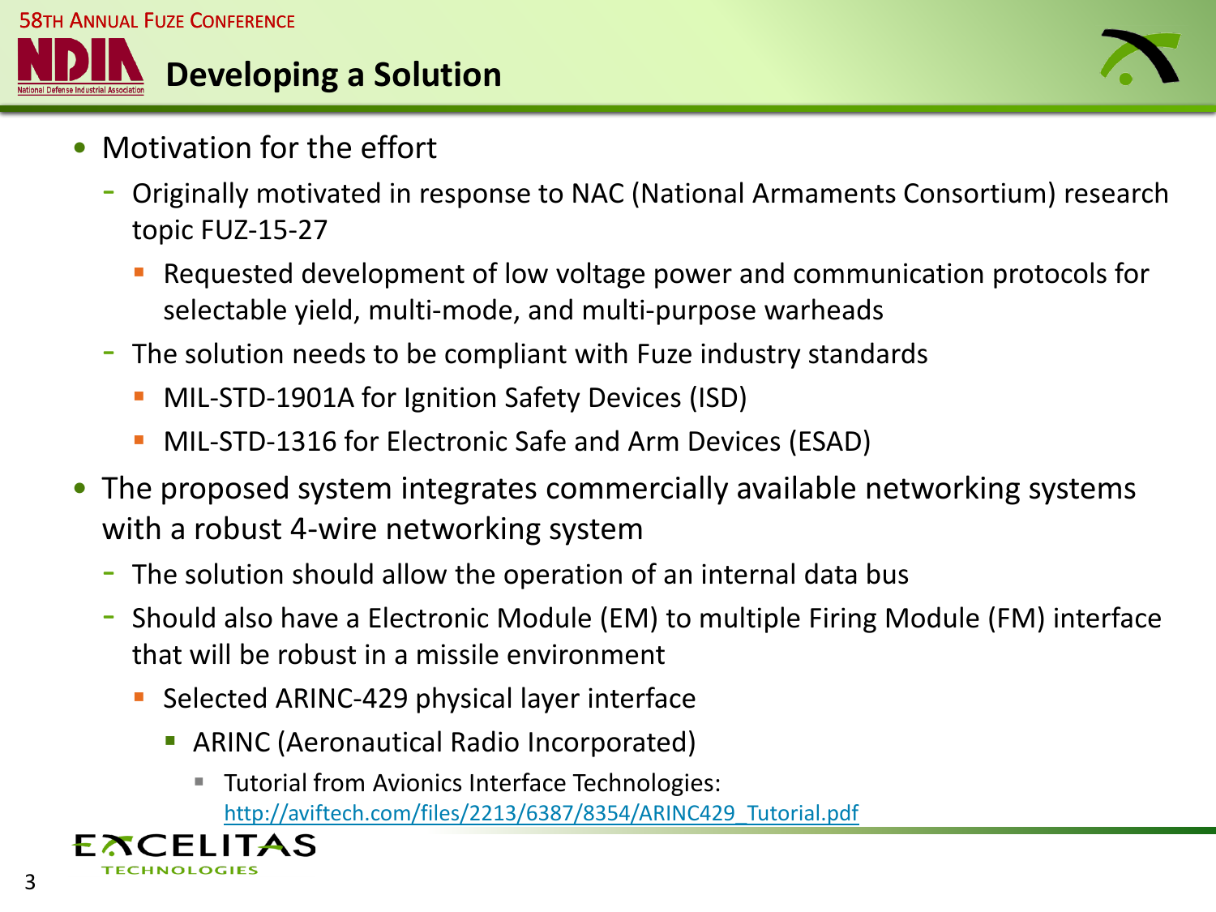# Developing a Solution

- Motivation for the effort
  - Originally motivated in response to NAC (National Armaments Consortium) research topic FUZ-15-27
    - Requested development of low voltage power and communication protocols for selectable yield, multi-mode, and multi-purpose warheads
  - The solution needs to be compliant with Fuze industry standards
    - MIL-STD-1901A for Ignition Safety Devices (ISD)
    - MIL-STD-1316 for Electronic Safe and Arm Devices (ESAD)
- The proposed system integrates commercially available networking systems with a robust 4-wire networking system
  - The solution should allow the operation of an internal data bus
  - Should also have a Electronic Module (EM) to multiple Firing Module (FM) interface that will be robust in a missile environment
    - Selected ARINC-429 physical layer interface
      - ARINC (Aeronautical Radio Incorporated)
        - Tutorial from Avionics Interface Technologies: http://aviftech.com/files/2213/6387/8354/ARINC429_Tutorial.pdf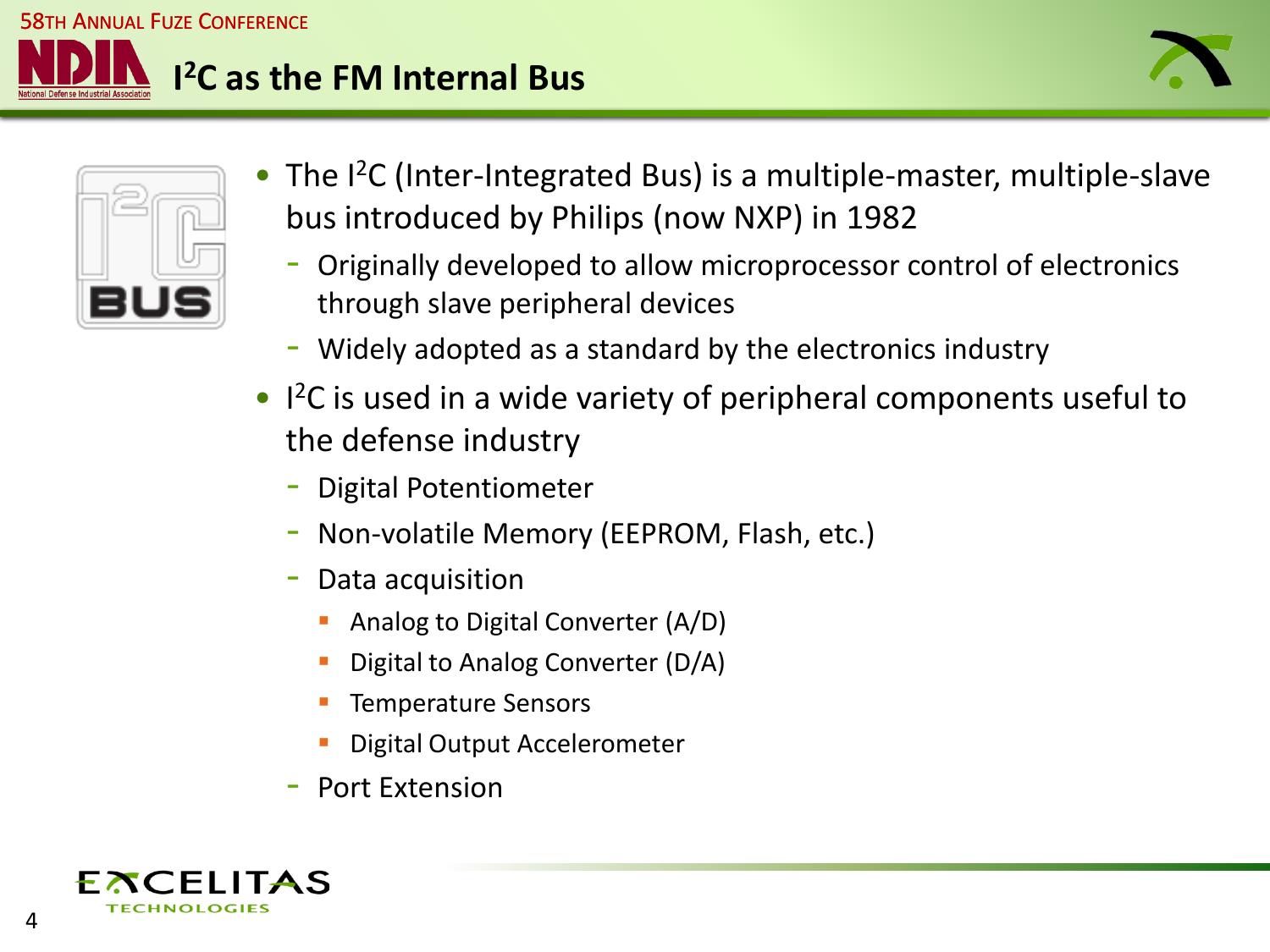# $I^2C$ as the FM Internal Bus

- The $I^2C$ (Inter-Integrated Bus) is a multiple-master, multiple-slave bus introduced by Philips (now NXP) in 1982
  - Originally developed to allow microprocessor control of electronics through slave peripheral devices
  - Widely adopted as a standard by the electronics industry
- $I^2C$ is used in a wide variety of peripheral components useful to the defense industry
  - Digital Potentiometer
  - Non-volatile Memory (EEPROM, Flash, etc.)
  - Data acquisition
    - Analog to Digital Converter (A/D)
    - Digital to Analog Converter (D/A)
    - Temperature Sensors
    - Digital Output Accelerometer
  - Port Extension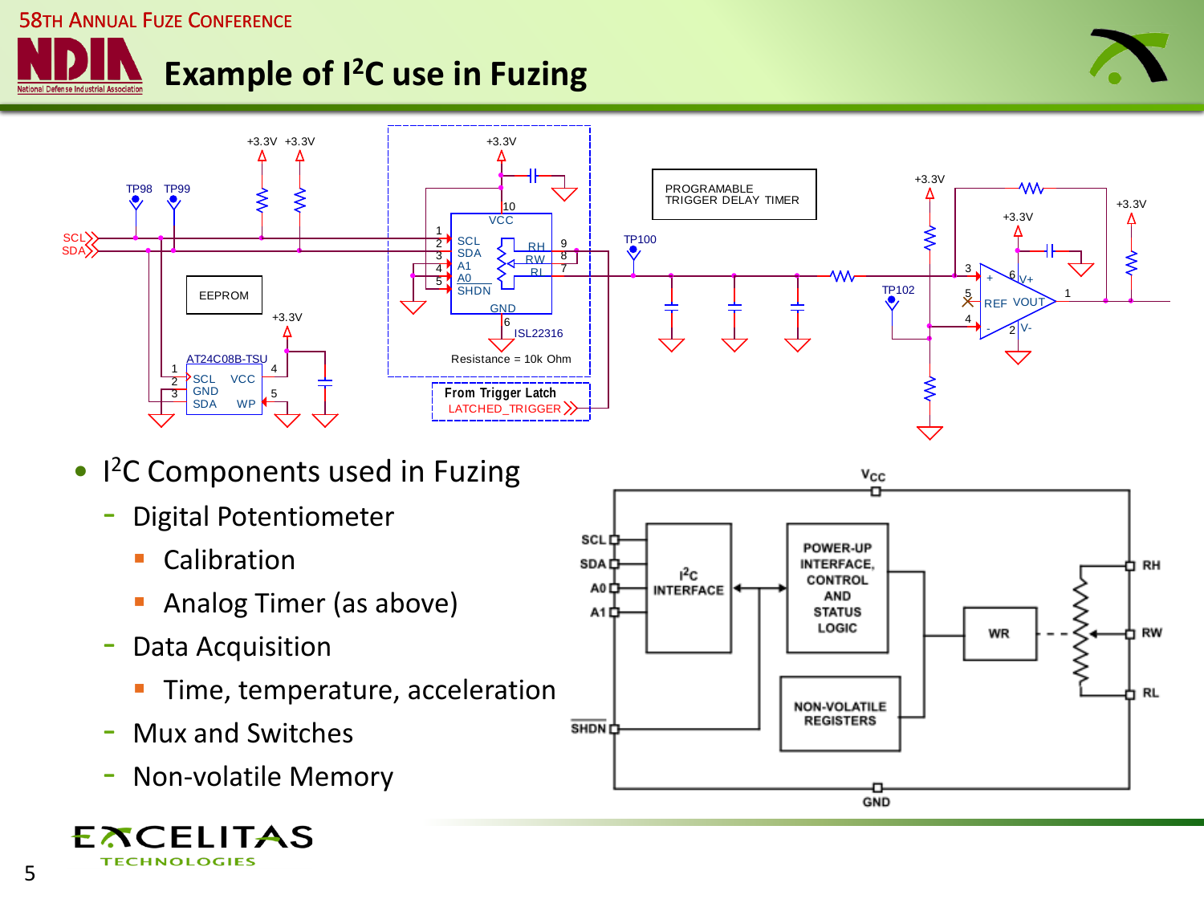# Example of $I^2C$ use in Fuzing

- $I^2C$ Components used in Fuzing
  - Digital Potentiometer
    - Calibration
    - Analog Timer (as above)
  - Data Acquisition
    - Time, temperature, acceleration
  - Mux and Switches
  - Non-volatile Memory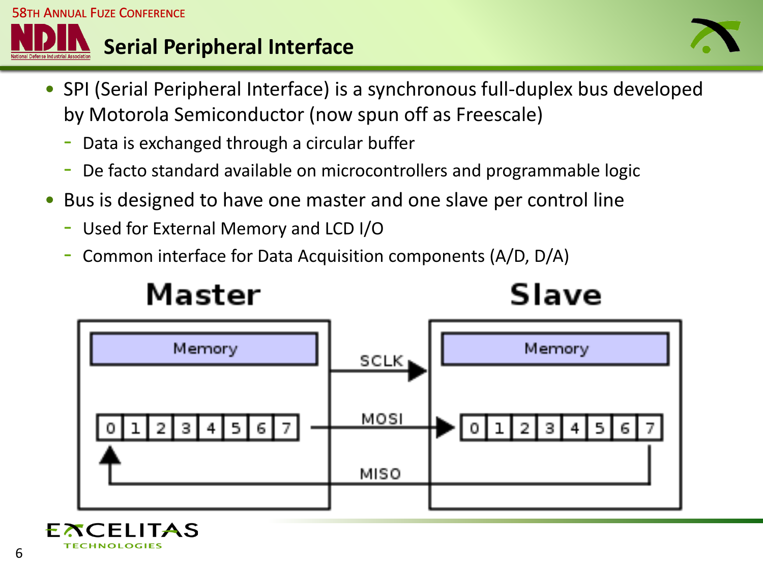## Serial Peripheral Interface

- SPI (Serial Peripheral Interface) is a synchronous full-duplex bus developed by Motorola Semiconductor (now spun off as Freescale)
  - Data is exchanged through a circular buffer
  - De facto standard available on microcontrollers and programmable logic
- Bus is designed to have one master and one slave per control line
  - Used for External Memory and LCD I/O
  - Common interface for Data Acquisition components (A/D, D/A)

Master

Memory

0 1 2 3 4 5 6 7

SCLK

MOSI

MISO

Slave

Memory

0 1 2 3 4 5 6 7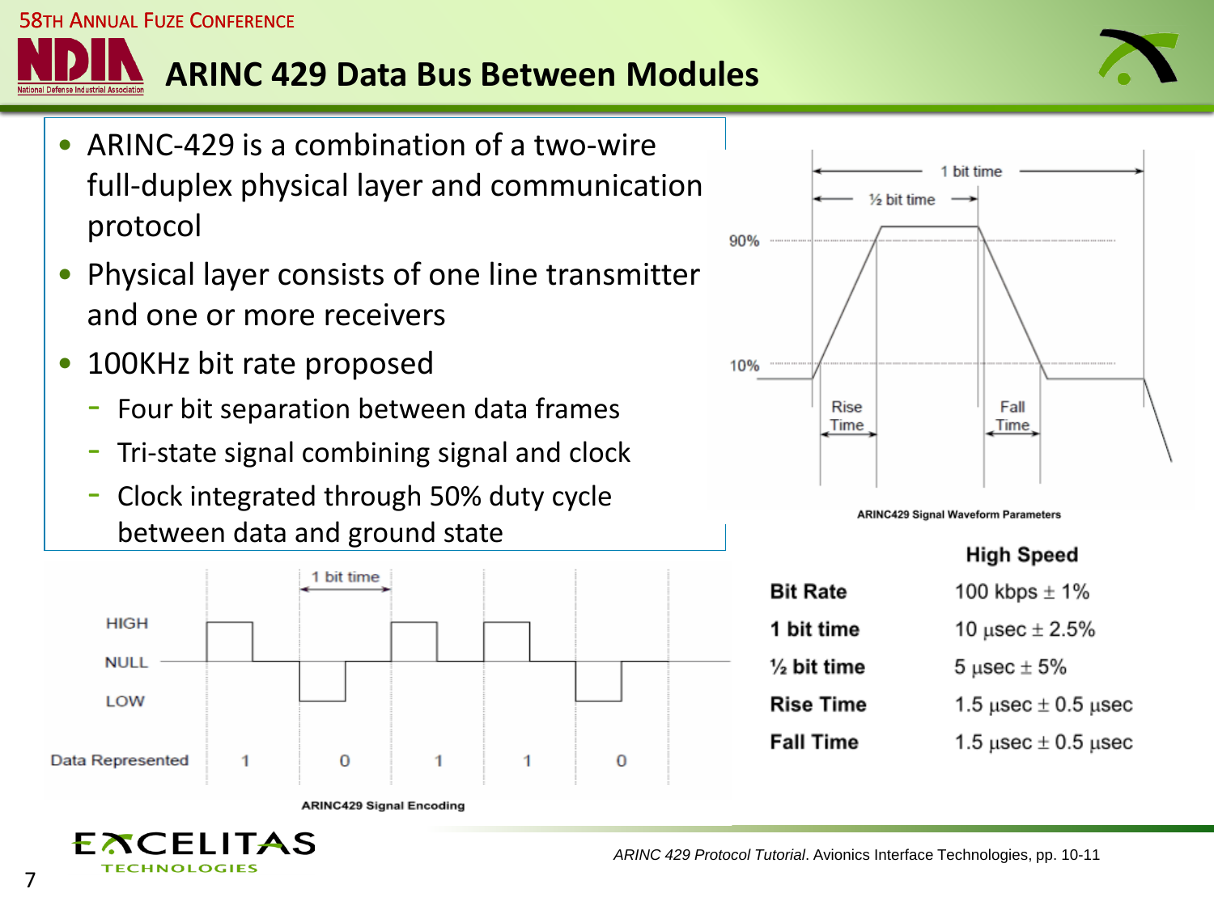# ARINC 429 Data Bus Between Modules

- ARINC-429 is a combination of a two-wire full-duplex physical layer and communication protocol
- Physical layer consists of one line transmitter and one or more receivers
- 100KHz bit rate proposed
  - Four bit separation between data frames
  - Tri-state signal combining signal and clock
  - Clock integrated through 50% duty cycle between data and ground state

ARINC429 Signal Waveform Parameters

| | High Speed |
|---|---|
| **Bit Rate** | 100 kbps ± 1% |
| **1 bit time** | 10 µsec ± 2.5% |
| **½ bit time** | 5 µsec ± 5% |
| **Rise Time** | 1.5 µsec ± 0.5 µsec |
| **Fall Time** | 1.5 µsec ± 0.5 µsec |

ARINC429 Signal Encoding

*ARINC 429 Protocol Tutorial*. Avionics Interface Technologies, pp. 10-11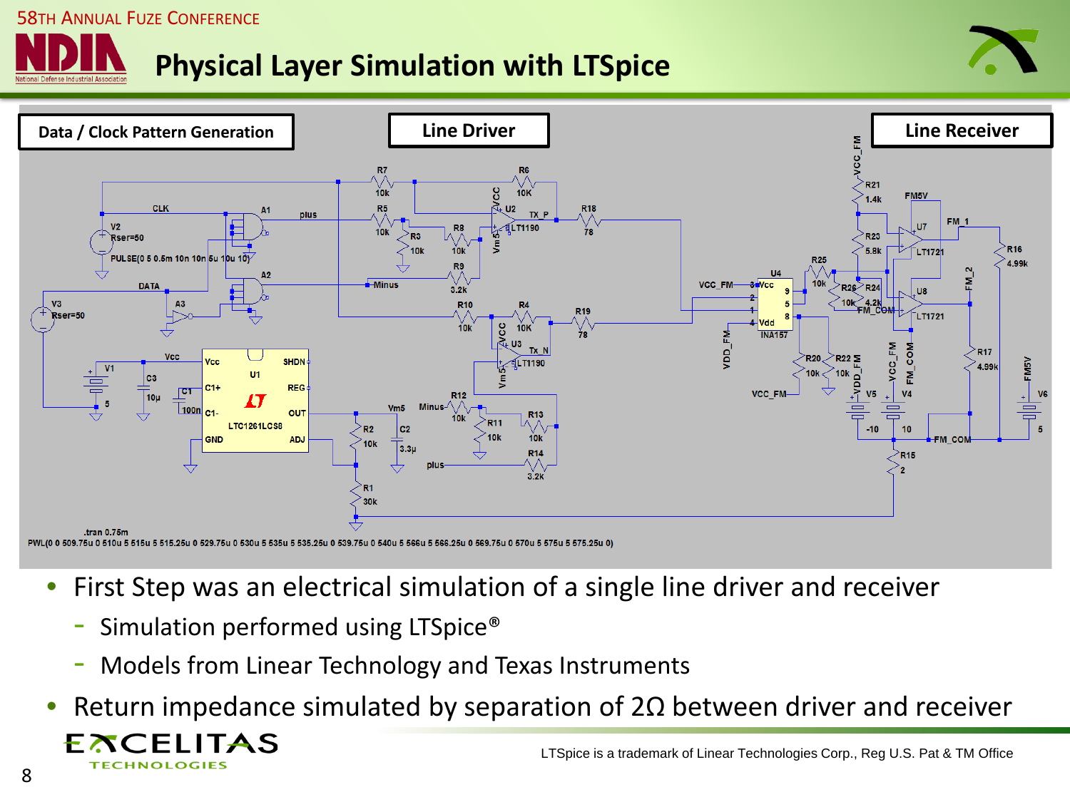# Physical Layer Simulation with LTSpice

**Data / Clock Pattern Generation** | **Line Driver** | **Line Receiver**

- First Step was an electrical simulation of a single line driver and receiver
  - Simulation performed using LTSpice®
  - Models from Linear Technology and Texas Instruments
- Return impedance simulated by separation of 2Ω between driver and receiver

LTSpice is a trademark of Linear Technologies Corp., Reg U.S. Pat & TM Office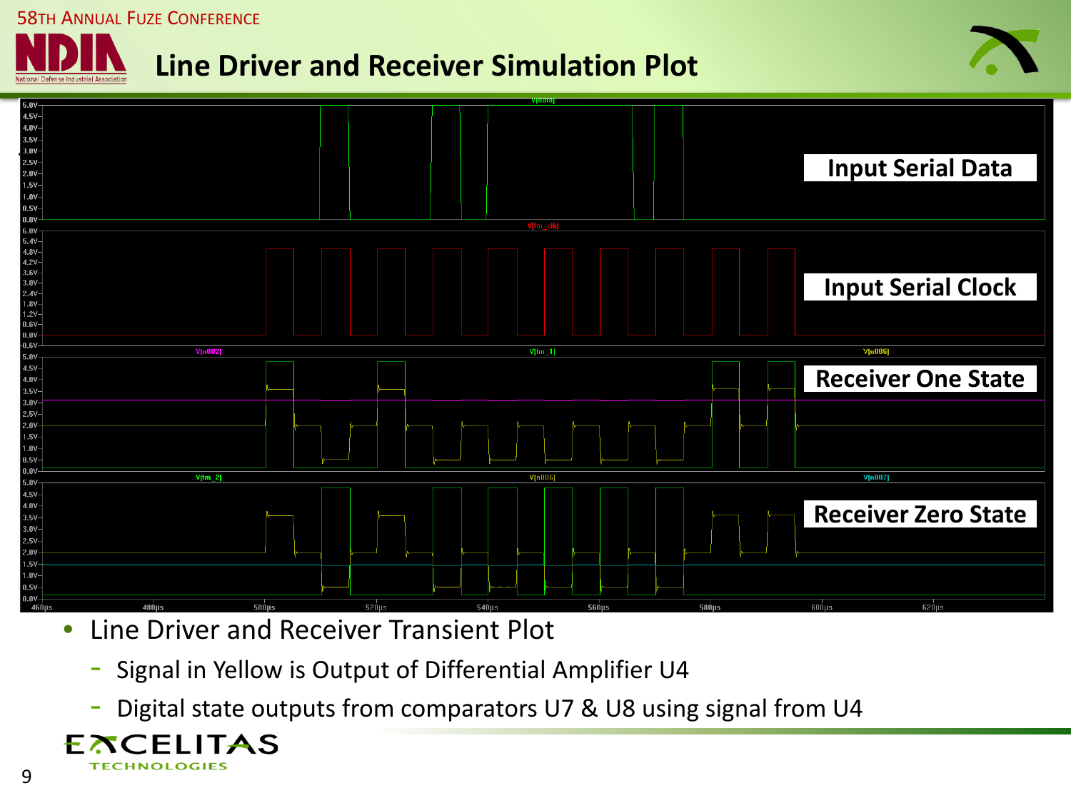# Line Driver and Receiver Simulation Plot

Input Serial Data

Input Serial Clock

Receiver One State

Receiver Zero State

- Line Driver and Receiver Transient Plot
  - Signal in Yellow is Output of Differential Amplifier U4
  - Digital state outputs from comparators U7 & U8 using signal from U4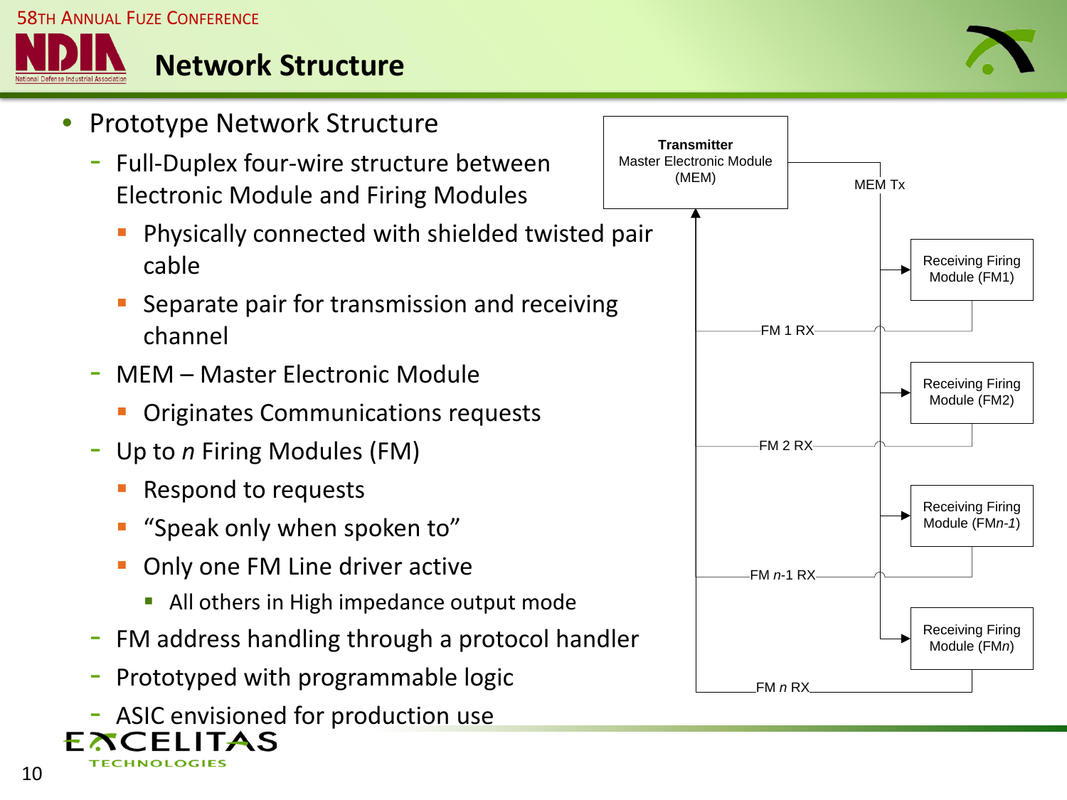# Network Structure

- Prototype Network Structure
  - Full-Duplex four-wire structure between Electronic Module and Firing Modules
    - Physically connected with shielded twisted pair cable
    - Separate pair for transmission and receiving channel
  - MEM – Master Electronic Module
    - Originates Communications requests
  - Up to *n* Firing Modules (FM)
    - Respond to requests
    - “Speak only when spoken to”
    - Only one FM Line driver active
      - All others in High impedance output mode
  - FM address handling through a protocol handler
  - Prototyped with programmable logic
  - ASIC envisioned for production use

**Transmitter**
Master Electronic Module (MEM)

MEM Tx

Receiving Firing Module (FM1)

FM 1 RX

Receiving Firing Module (FM2)

FM 2 RX

Receiving Firing Module (FM*n-1*)

FM *n*-1 RX

Receiving Firing Module (FM*n*)

FM *n* RX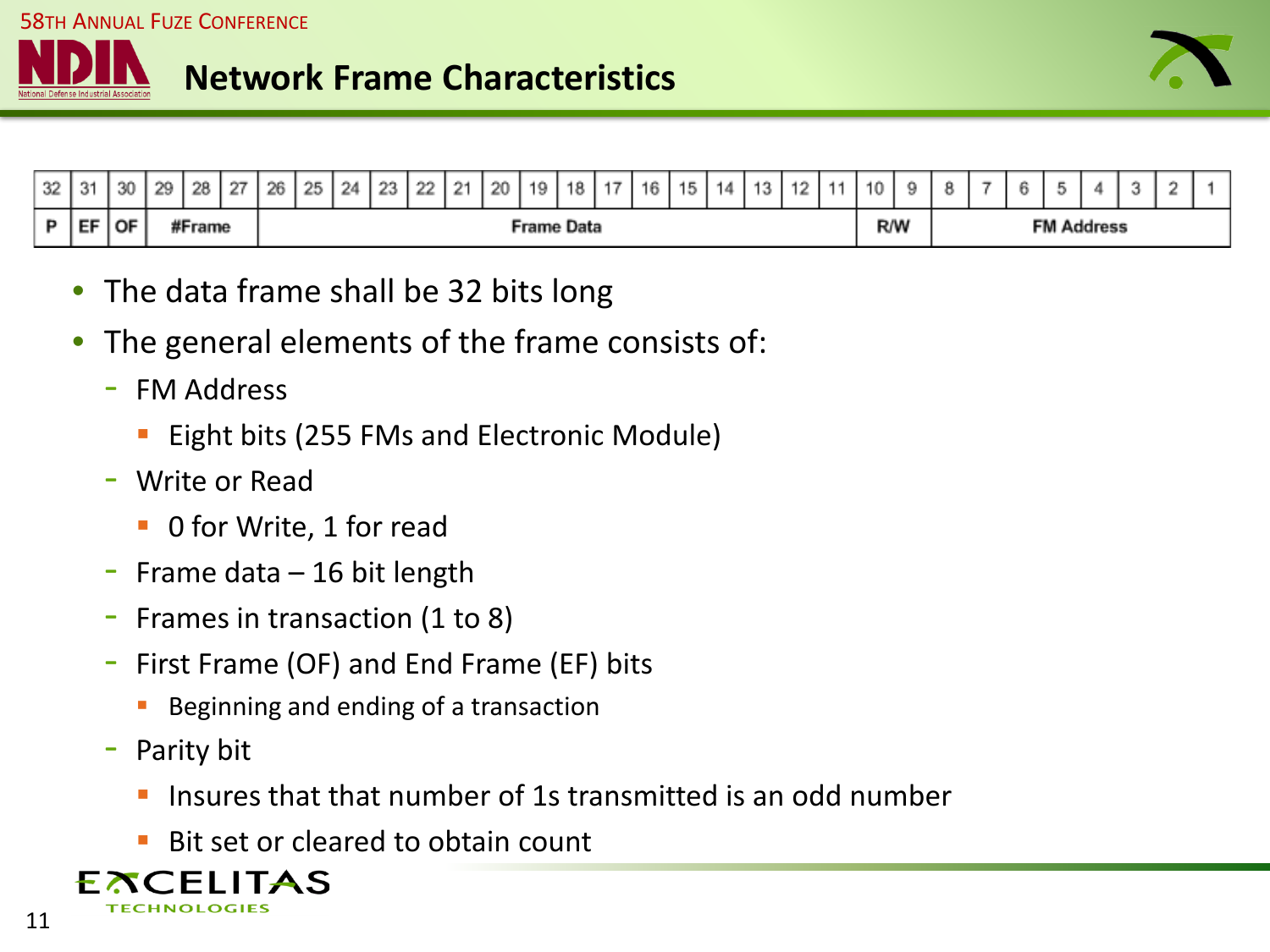## Network Frame Characteristics

| 32 | 31 | 30 | 29 | 28 | 27 | 26 | 25 | 24 | 23 | 22 | 21 | 20 | 19 | 18 | 17 | 16 | 15 | 14 | 13 | 12 | 11 | 10 | 9 | 8 | 7 | 6 | 5 | 4 | 3 | 2 | 1 |
|---|---|---|---|---|---|---|---|---|---|---|---|---|---|---|---|---|---|---|---|---|---|---|---|---|---|---|---|---|---|---|---|
| P | EF | OF | #Frame | | | Frame Data | | | | | | | | | | | | | | | | R/W | | FM Address | | | | | | | |

- The data frame shall be 32 bits long
- The general elements of the frame consists of:
  - FM Address
    - Eight bits (255 FMs and Electronic Module)
  - Write or Read
    - 0 for Write, 1 for read
  - Frame data – 16 bit length
  - Frames in transaction (1 to 8)
  - First Frame (OF) and End Frame (EF) bits
    - Beginning and ending of a transaction
  - Parity bit
    - Insures that that number of 1s transmitted is an odd number
    - Bit set or cleared to obtain count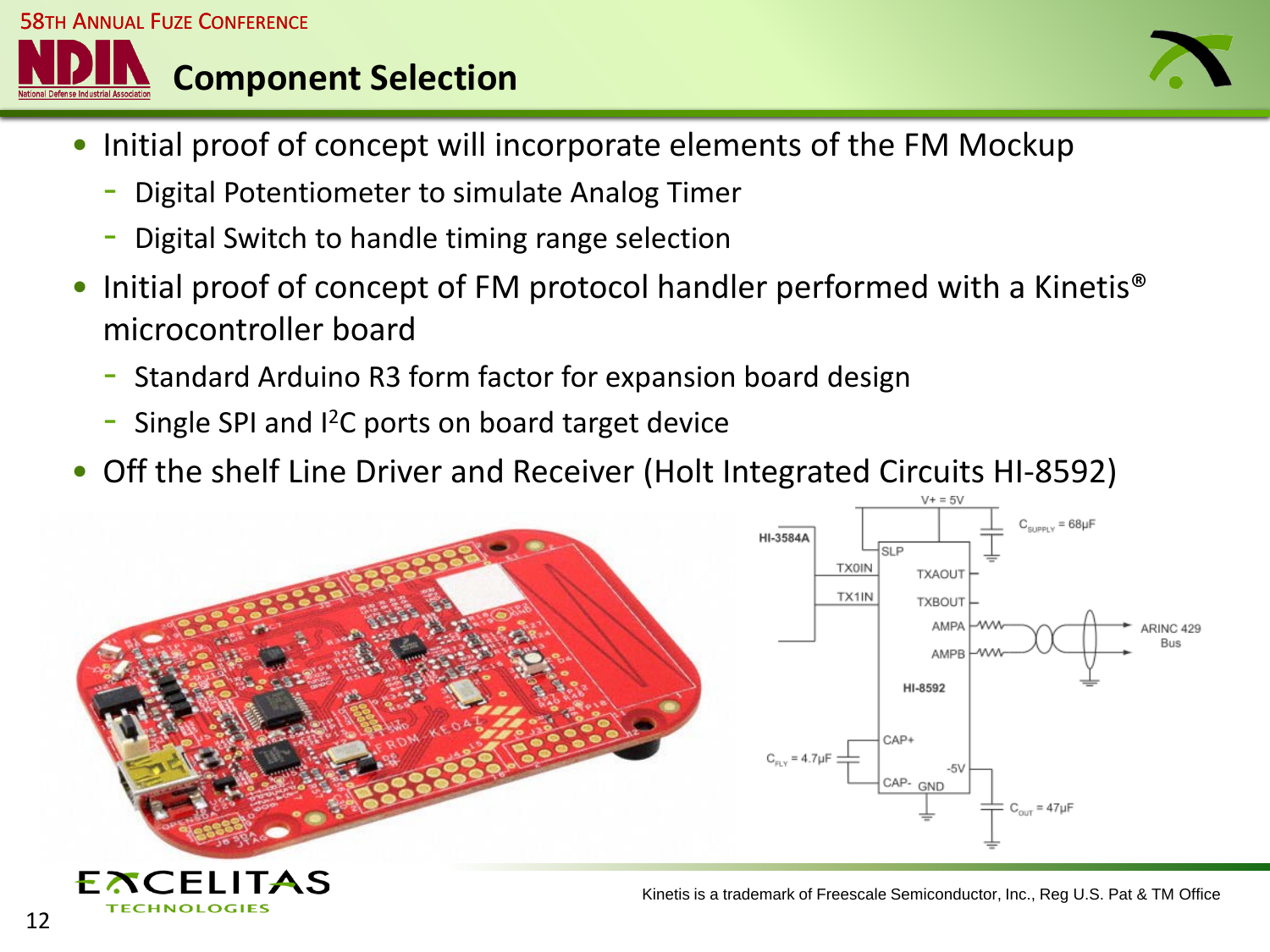## Component Selection

- Initial proof of concept will incorporate elements of the FM Mockup
  - Digital Potentiometer to simulate Analog Timer
  - Digital Switch to handle timing range selection
- Initial proof of concept of FM protocol handler performed with a Kinetis® microcontroller board
  - Standard Arduino R3 form factor for expansion board design
  - Single SPI and I$^2$C ports on board target device
- Off the shelf Line Driver and Receiver (Holt Integrated Circuits HI-8592)

Kinetis is a trademark of Freescale Semiconductor, Inc., Reg U.S. Pat & TM Office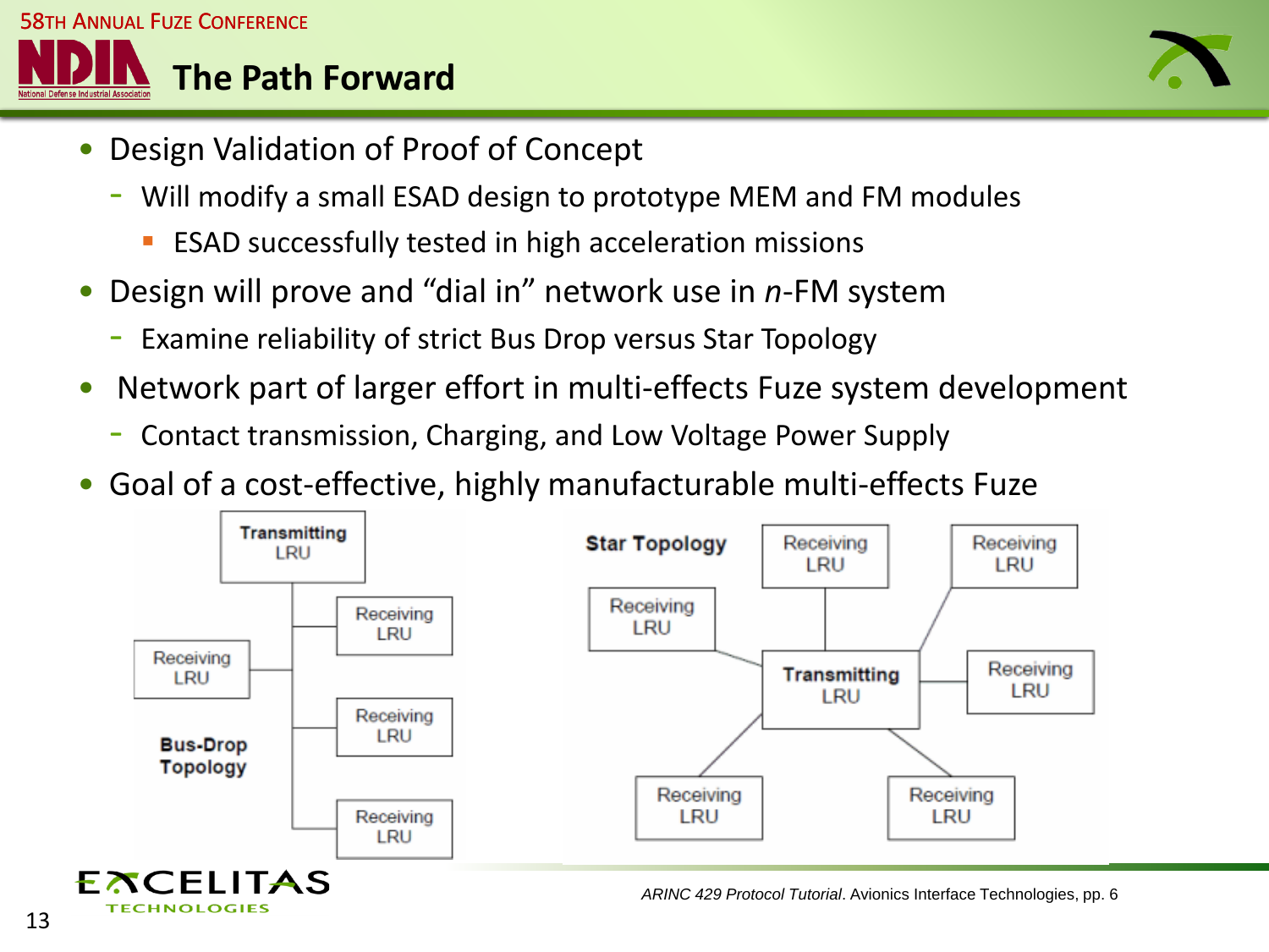# The Path Forward

- Design Validation of Proof of Concept
  - Will modify a small ESAD design to prototype MEM and FM modules
    - ESAD successfully tested in high acceleration missions
- Design will prove and "dial in" network use in *n*-FM system
  - Examine reliability of strict Bus Drop versus Star Topology
- Network part of larger effort in multi-effects Fuze system development
  - Contact transmission, Charging, and Low Voltage Power Supply
- Goal of a cost-effective, highly manufacturable multi-effects Fuze

Bus-Drop Topology: Transmitting LRU; Receiving LRU; Receiving LRU; Receiving LRU; Receiving LRU

Star Topology: Transmitting LRU; Receiving LRU; Receiving LRU; Receiving LRU; Receiving LRU; Receiving LRU; Receiving LRU

*ARINC 429 Protocol Tutorial*. Avionics Interface Technologies, pp. 6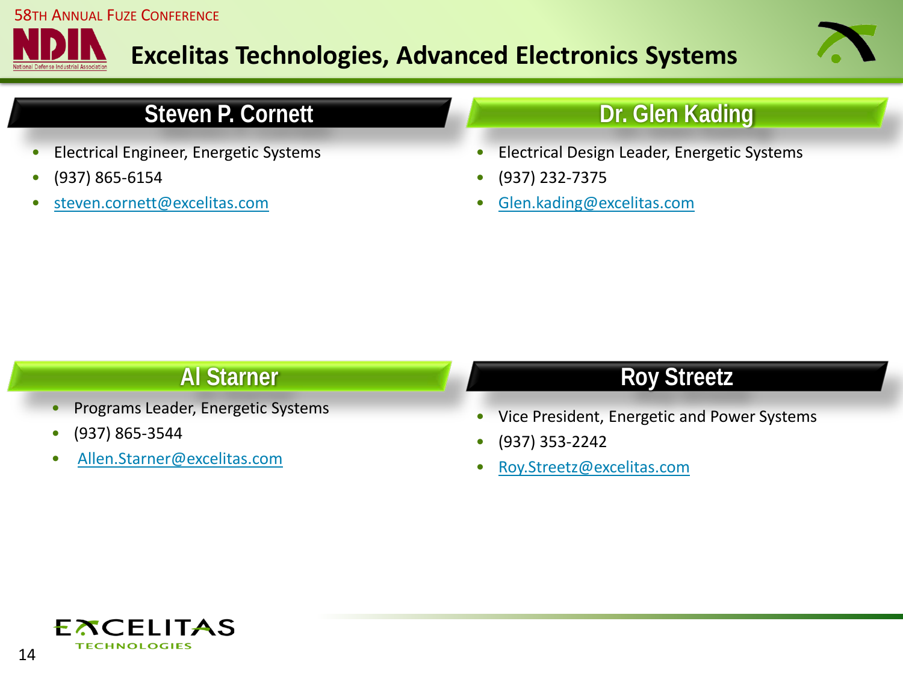# Excelitas Technologies, Advanced Electronics Systems

## Steven P. Cornett

- Electrical Engineer, Energetic Systems
- (937) 865-6154
- steven.cornett@excelitas.com

## Dr. Glen Kading

- Electrical Design Leader, Energetic Systems
- (937) 232-7375
- Glen.kading@excelitas.com

## Al Starner

- Programs Leader, Energetic Systems
- (937) 865-3544
- Allen.Starner@excelitas.com

## Roy Streetz

- Vice President, Energetic and Power Systems
- (937) 353-2242
- Roy.Streetz@excelitas.com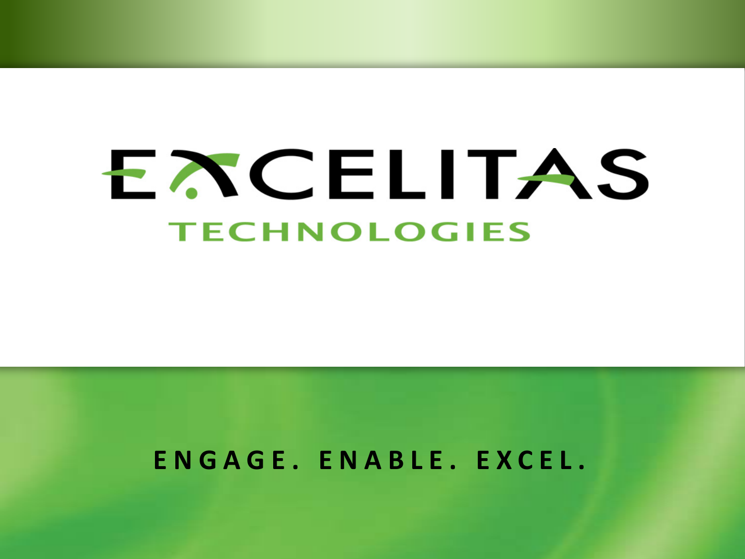# EXCELITAS

## TECHNOLOGIES

**ENGAGE. ENABLE. EXCEL.**